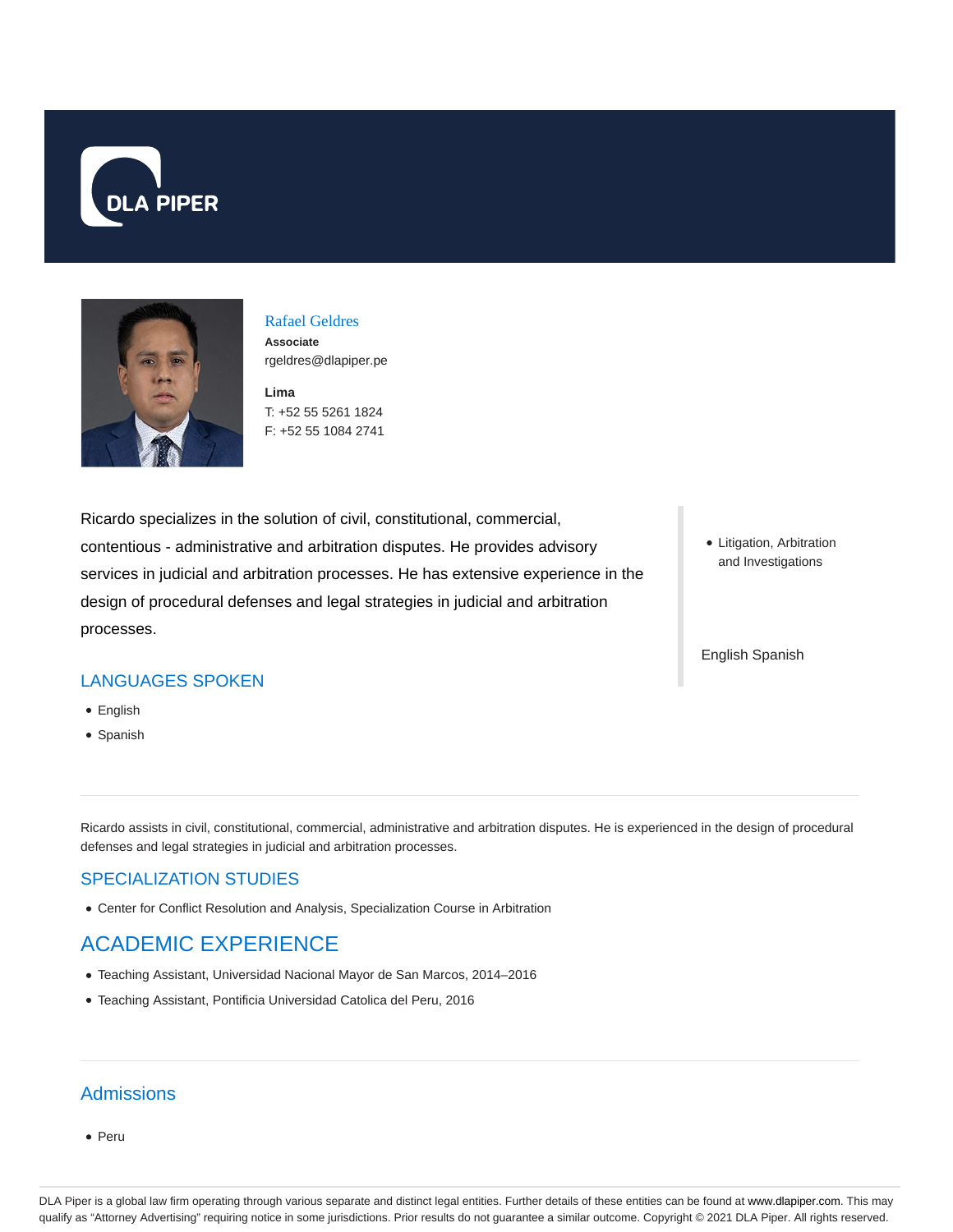DLA PIPER

# Rafael Geldres

**Associate**

rgeldres@dlapiper.pe

**Lima**

T: +52 55 5261 1824

F: +52 55 1084 2741

Ricardo specializes in the solution of civil, constitutional, commercial, contentious - administrative and arbitration disputes. He provides advisory services in judicial and arbitration processes. He has extensive experience in the design of procedural defenses and legal strategies in judicial and arbitration processes.

- Litigation, Arbitration and Investigations

English Spanish

## LANGUAGES SPOKEN

- English
- Spanish

Ricardo assists in civil, constitutional, commercial, administrative and arbitration disputes. He is experienced in the design of procedural defenses and legal strategies in judicial and arbitration processes.

## SPECIALIZATION STUDIES

- Center for Conflict Resolution and Analysis, Specialization Course in Arbitration

## ACADEMIC EXPERIENCE

- Teaching Assistant, Universidad Nacional Mayor de San Marcos, 2014–2016
- Teaching Assistant, Pontificia Universidad Catolica del Peru, 2016

## Admissions

- Peru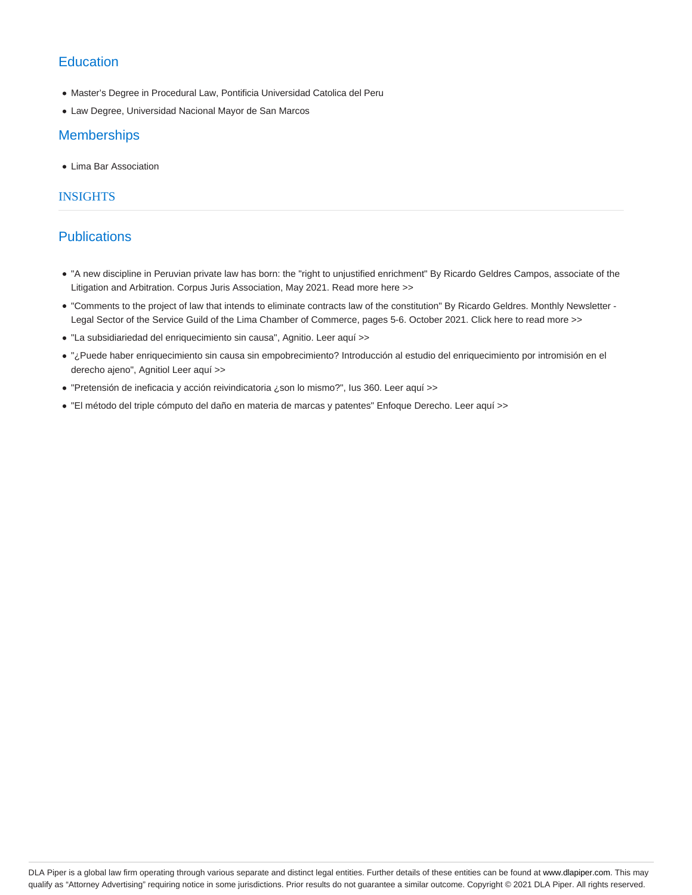## Education

- Master's Degree in Procedural Law, Pontificia Universidad Catolica del Peru
- Law Degree, Universidad Nacional Mayor de San Marcos

## Memberships

- Lima Bar Association

## INSIGHTS

## Publications

- "A new discipline in Peruvian private law has born: the "right to unjustified enrichment" By Ricardo Geldres Campos, associate of the Litigation and Arbitration. Corpus Juris Association, May 2021. Read more here >>
- "Comments to the project of law that intends to eliminate contracts law of the constitution" By Ricardo Geldres. Monthly Newsletter - Legal Sector of the Service Guild of the Lima Chamber of Commerce, pages 5-6. October 2021. Click here to read more >>
- "La subsidiariedad del enriquecimiento sin causa", Agnitio. Leer aquí >>
- "¿Puede haber enriquecimiento sin causa sin empobrecimiento? Introducción al estudio del enriquecimiento por intromisión en el derecho ajeno", Agnitiol Leer aquí >>
- "Pretensión de ineficacia y acción reivindicatoria ¿son lo mismo?", Ius 360. Leer aquí >>
- "El método del triple cómputo del daño en materia de marcas y patentes" Enfoque Derecho. Leer aquí >>

DLA Piper is a global law firm operating through various separate and distinct legal entities. Further details of these entities can be found at www.dlapiper.com. This may qualify as "Attorney Advertising" requiring notice in some jurisdictions. Prior results do not guarantee a similar outcome. Copyright © 2021 DLA Piper. All rights reserved.